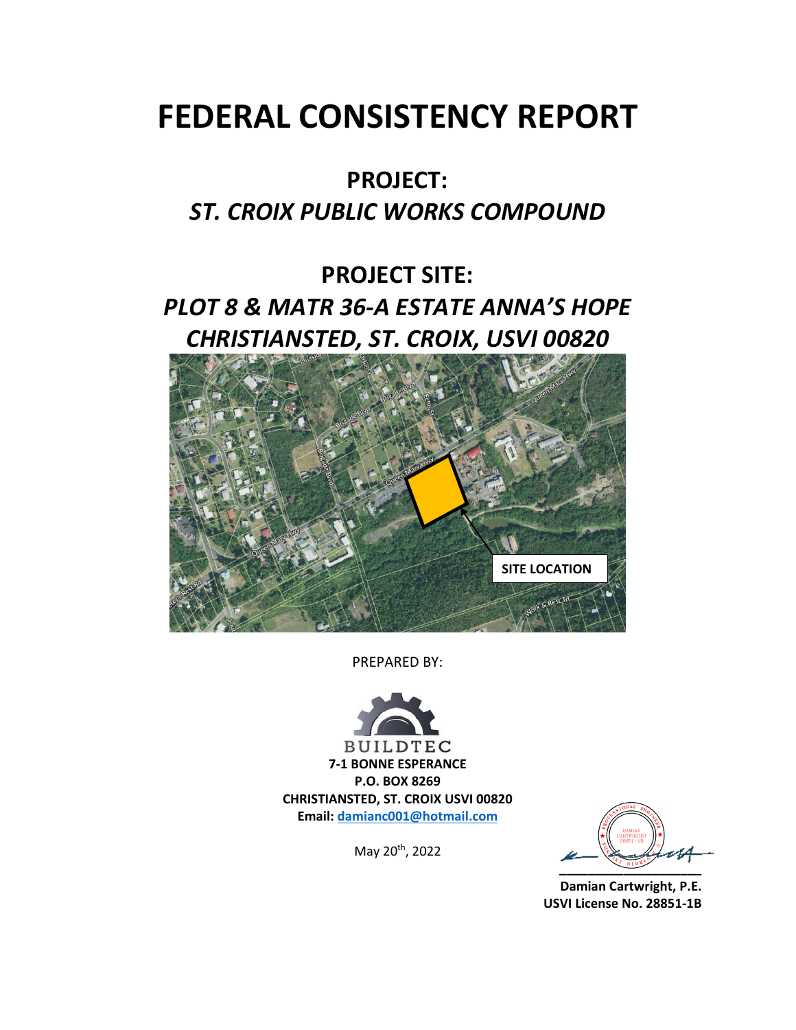# FEDERAL CONSISTENCY REPORT

## PROJECT:

## *ST. CROIX PUBLIC WORKS COMPOUND*

## PROJECT SITE:

## *PLOT 8 & MATR 36-A ESTATE ANNA'S HOPE CHRISTIANSTED, ST. CROIX, USVI 00820*

SITE LOCATION

PREPARED BY:

BUILDTEC

**7-1 BONNE ESPERANCE**
**P.O. BOX 8269**
**CHRISTIANSTED, ST. CROIX USVI 00820**
**Email: damianc001@hotmail.com**

May 20th, 2022

**Damian Cartwright, P.E.**
**USVI License No. 28851-1B**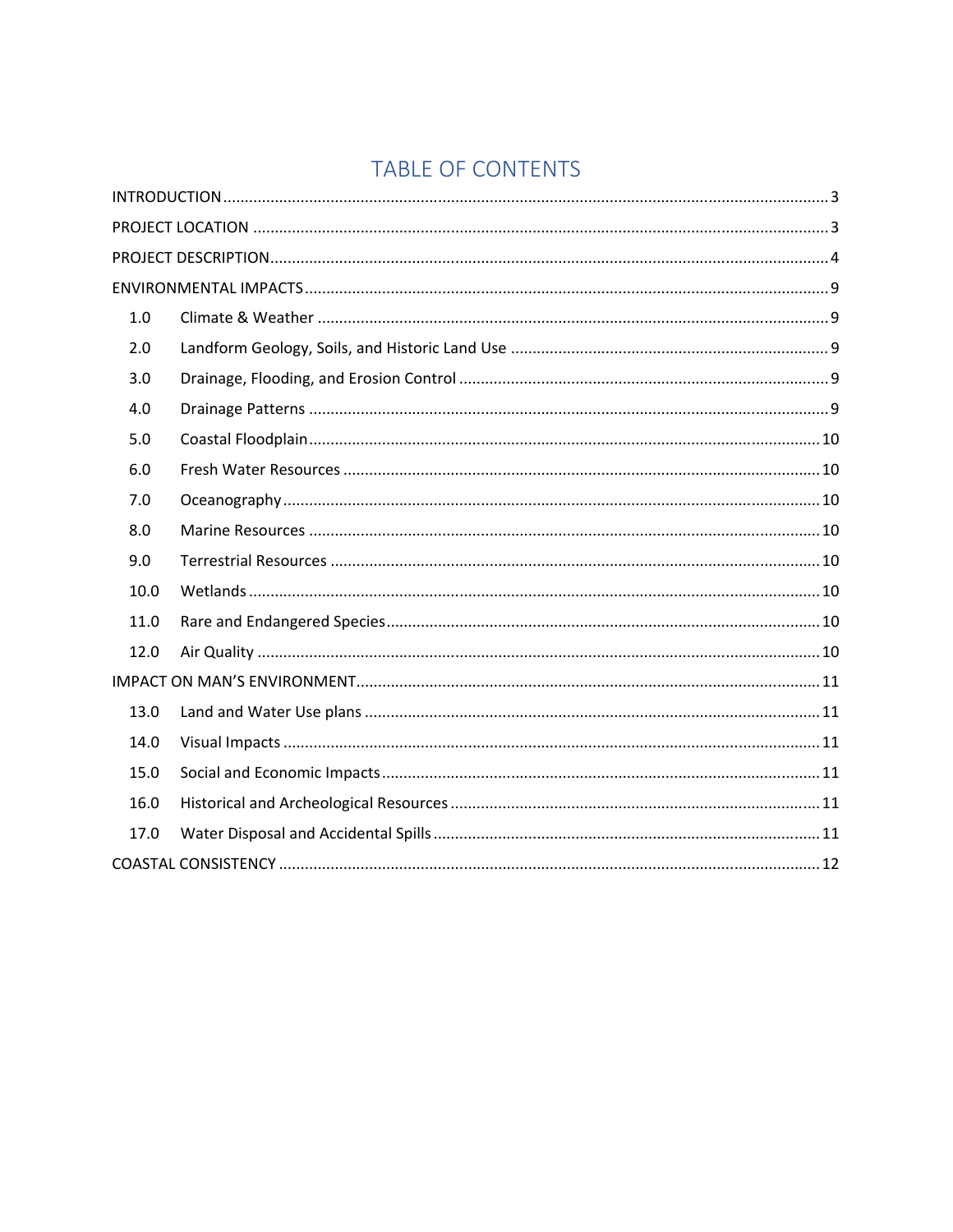# TABLE OF CONTENTS

INTRODUCTION ........................................................ 3

PROJECT LOCATION ........................................................ 3

PROJECT DESCRIPTION ........................................................ 4

ENVIRONMENTAL IMPACTS ........................................................ 9

- 1.0 Climate & Weather ........................................................ 9
- 2.0 Landform Geology, Soils, and Historic Land Use ........................................................ 9
- 3.0 Drainage, Flooding, and Erosion Control ........................................................ 9
- 4.0 Drainage Patterns ........................................................ 9
- 5.0 Coastal Floodplain ........................................................ 10
- 6.0 Fresh Water Resources ........................................................ 10
- 7.0 Oceanography ........................................................ 10
- 8.0 Marine Resources ........................................................ 10
- 9.0 Terrestrial Resources ........................................................ 10
- 10.0 Wetlands ........................................................ 10
- 11.0 Rare and Endangered Species ........................................................ 10
- 12.0 Air Quality ........................................................ 10

IMPACT ON MAN'S ENVIRONMENT ........................................................ 11

- 13.0 Land and Water Use plans ........................................................ 11
- 14.0 Visual Impacts ........................................................ 11
- 15.0 Social and Economic Impacts ........................................................ 11
- 16.0 Historical and Archeological Resources ........................................................ 11
- 17.0 Water Disposal and Accidental Spills ........................................................ 11

COASTAL CONSISTENCY ........................................................ 12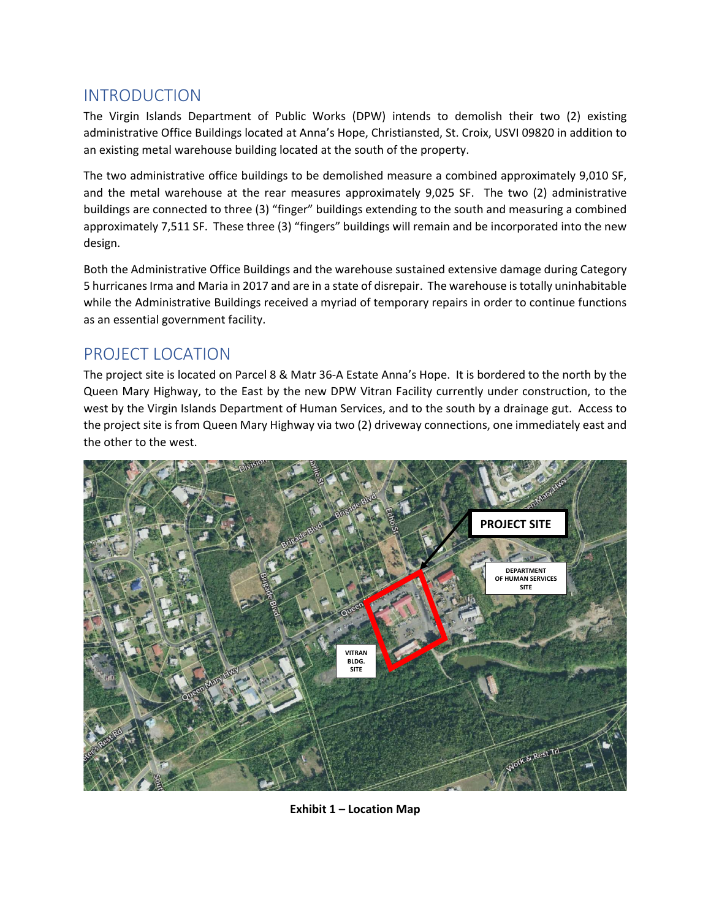## INTRODUCTION

The Virgin Islands Department of Public Works (DPW) intends to demolish their two (2) existing administrative Office Buildings located at Anna's Hope, Christiansted, St. Croix, USVI 09820 in addition to an existing metal warehouse building located at the south of the property.

The two administrative office buildings to be demolished measure a combined approximately 9,010 SF, and the metal warehouse at the rear measures approximately 9,025 SF. The two (2) administrative buildings are connected to three (3) "finger" buildings extending to the south and measuring a combined approximately 7,511 SF. These three (3) "fingers" buildings will remain and be incorporated into the new design.

Both the Administrative Office Buildings and the warehouse sustained extensive damage during Category 5 hurricanes Irma and Maria in 2017 and are in a state of disrepair. The warehouse is totally uninhabitable while the Administrative Buildings received a myriad of temporary repairs in order to continue functions as an essential government facility.

## PROJECT LOCATION

The project site is located on Parcel 8 & Matr 36-A Estate Anna's Hope. It is bordered to the north by the Queen Mary Highway, to the East by the new DPW Vitran Facility currently under construction, to the west by the Virgin Islands Department of Human Services, and to the south by a drainage gut. Access to the project site is from Queen Mary Highway via two (2) driveway connections, one immediately east and the other to the west.

**Exhibit 1 – Location Map**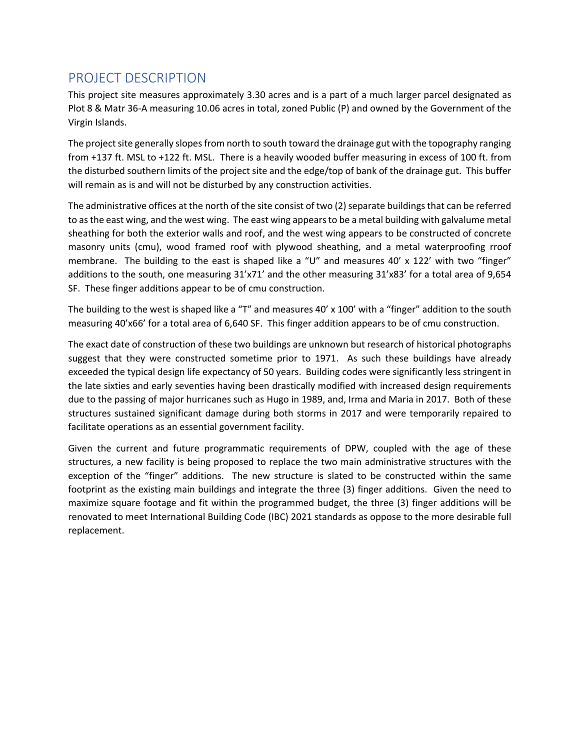## PROJECT DESCRIPTION

This project site measures approximately 3.30 acres and is a part of a much larger parcel designated as Plot 8 & Matr 36-A measuring 10.06 acres in total, zoned Public (P) and owned by the Government of the Virgin Islands.

The project site generally slopes from north to south toward the drainage gut with the topography ranging from +137 ft. MSL to +122 ft. MSL. There is a heavily wooded buffer measuring in excess of 100 ft. from the disturbed southern limits of the project site and the edge/top of bank of the drainage gut. This buffer will remain as is and will not be disturbed by any construction activities.

The administrative offices at the north of the site consist of two (2) separate buildings that can be referred to as the east wing, and the west wing. The east wing appears to be a metal building with galvalume metal sheathing for both the exterior walls and roof, and the west wing appears to be constructed of concrete masonry units (cmu), wood framed roof with plywood sheathing, and a metal waterproofing rroof membrane. The building to the east is shaped like a "U" and measures 40' x 122' with two "finger" additions to the south, one measuring 31'x71' and the other measuring 31'x83' for a total area of 9,654 SF. These finger additions appear to be of cmu construction.

The building to the west is shaped like a "T" and measures 40' x 100' with a "finger" addition to the south measuring 40'x66' for a total area of 6,640 SF. This finger addition appears to be of cmu construction.

The exact date of construction of these two buildings are unknown but research of historical photographs suggest that they were constructed sometime prior to 1971. As such these buildings have already exceeded the typical design life expectancy of 50 years. Building codes were significantly less stringent in the late sixties and early seventies having been drastically modified with increased design requirements due to the passing of major hurricanes such as Hugo in 1989, and, Irma and Maria in 2017. Both of these structures sustained significant damage during both storms in 2017 and were temporarily repaired to facilitate operations as an essential government facility.

Given the current and future programmatic requirements of DPW, coupled with the age of these structures, a new facility is being proposed to replace the two main administrative structures with the exception of the "finger" additions. The new structure is slated to be constructed within the same footprint as the existing main buildings and integrate the three (3) finger additions. Given the need to maximize square footage and fit within the programmed budget, the three (3) finger additions will be renovated to meet International Building Code (IBC) 2021 standards as oppose to the more desirable full replacement.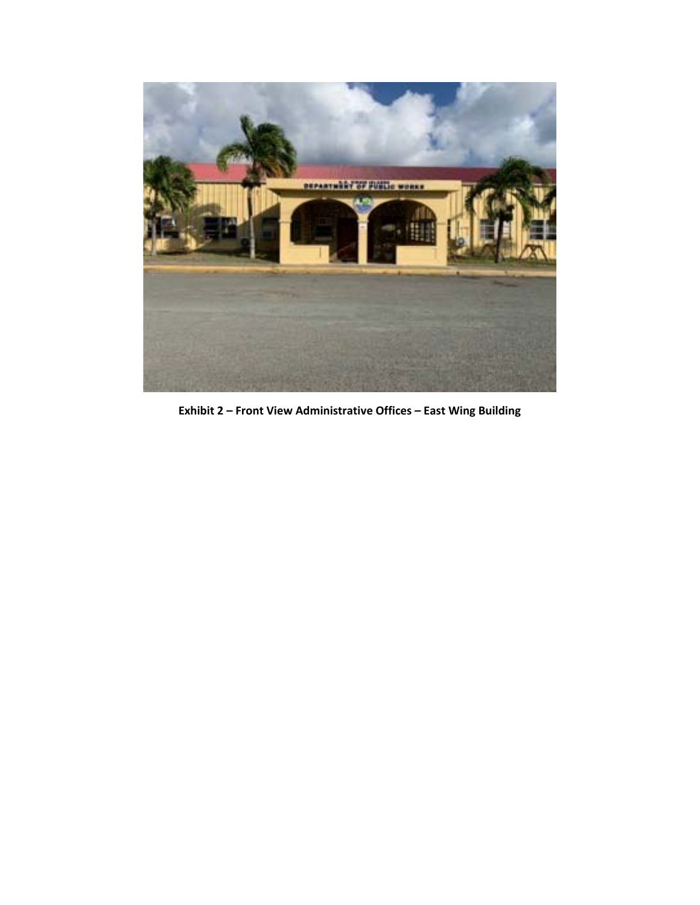**Exhibit 2 – Front View Administrative Offices – East Wing Building**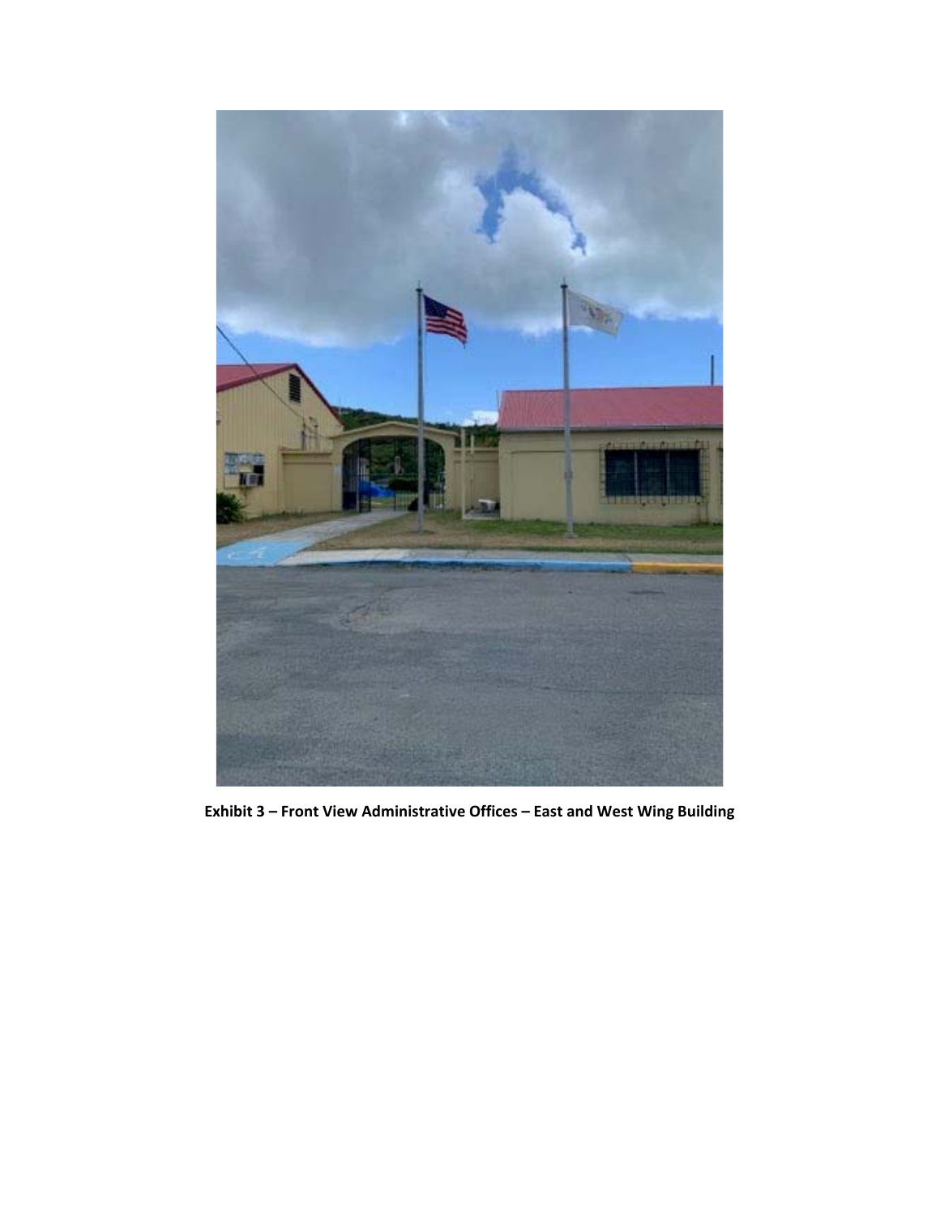**Exhibit 3 – Front View Administrative Offices – East and West Wing Building**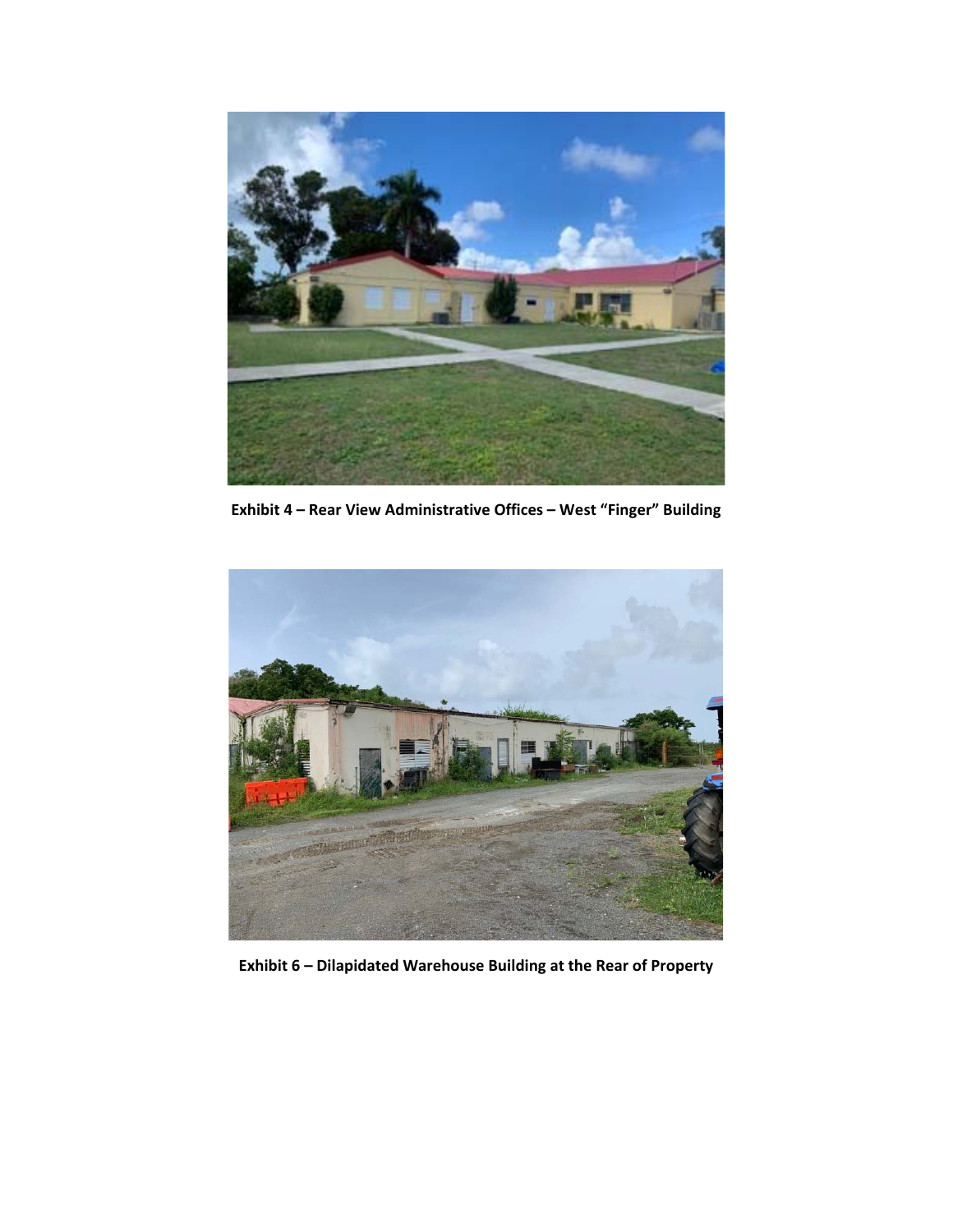**Exhibit 4 – Rear View Administrative Offices – West "Finger" Building**

**Exhibit 6 – Dilapidated Warehouse Building at the Rear of Property**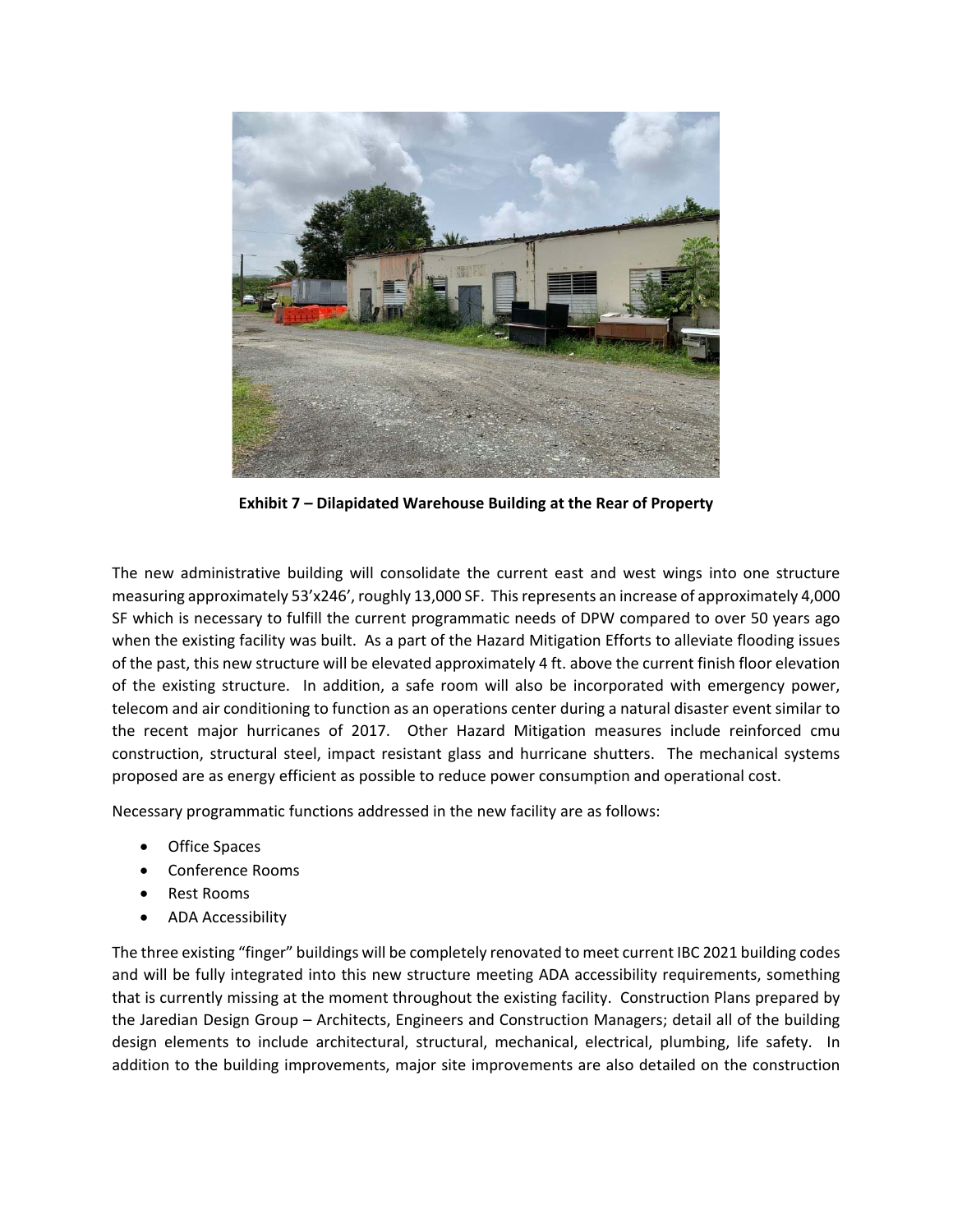**Exhibit 7 – Dilapidated Warehouse Building at the Rear of Property**

The new administrative building will consolidate the current east and west wings into one structure measuring approximately 53'x246', roughly 13,000 SF. This represents an increase of approximately 4,000 SF which is necessary to fulfill the current programmatic needs of DPW compared to over 50 years ago when the existing facility was built. As a part of the Hazard Mitigation Efforts to alleviate flooding issues of the past, this new structure will be elevated approximately 4 ft. above the current finish floor elevation of the existing structure. In addition, a safe room will also be incorporated with emergency power, telecom and air conditioning to function as an operations center during a natural disaster event similar to the recent major hurricanes of 2017. Other Hazard Mitigation measures include reinforced cmu construction, structural steel, impact resistant glass and hurricane shutters. The mechanical systems proposed are as energy efficient as possible to reduce power consumption and operational cost.

Necessary programmatic functions addressed in the new facility are as follows:

- Office Spaces
- Conference Rooms
- Rest Rooms
- ADA Accessibility

The three existing "finger" buildings will be completely renovated to meet current IBC 2021 building codes and will be fully integrated into this new structure meeting ADA accessibility requirements, something that is currently missing at the moment throughout the existing facility. Construction Plans prepared by the Jaredian Design Group – Architects, Engineers and Construction Managers; detail all of the building design elements to include architectural, structural, mechanical, electrical, plumbing, life safety. In addition to the building improvements, major site improvements are also detailed on the construction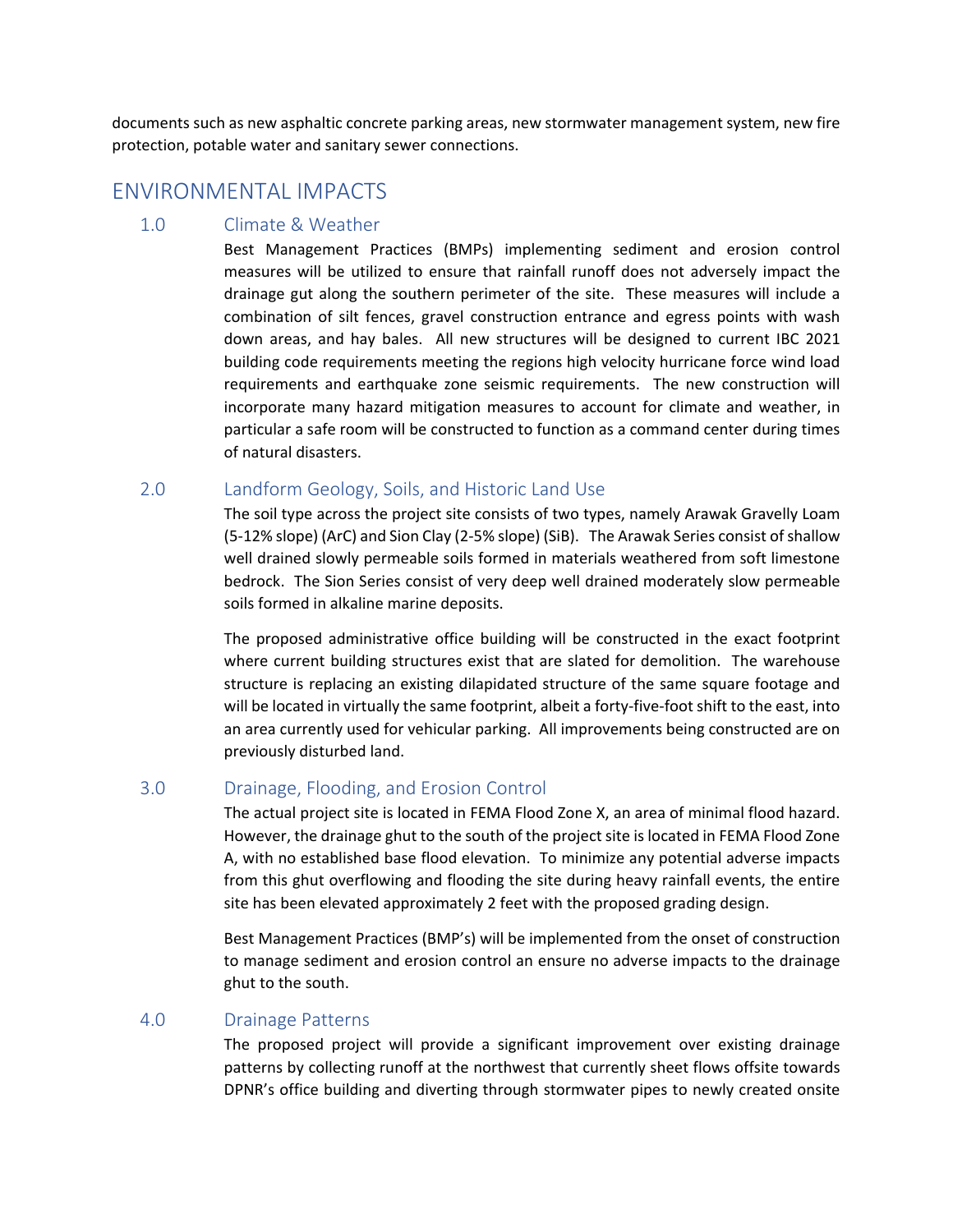documents such as new asphaltic concrete parking areas, new stormwater management system, new fire protection, potable water and sanitary sewer connections.

## ENVIRONMENTAL IMPACTS

### 1.0 Climate & Weather

Best Management Practices (BMPs) implementing sediment and erosion control measures will be utilized to ensure that rainfall runoff does not adversely impact the drainage gut along the southern perimeter of the site. These measures will include a combination of silt fences, gravel construction entrance and egress points with wash down areas, and hay bales. All new structures will be designed to current IBC 2021 building code requirements meeting the regions high velocity hurricane force wind load requirements and earthquake zone seismic requirements. The new construction will incorporate many hazard mitigation measures to account for climate and weather, in particular a safe room will be constructed to function as a command center during times of natural disasters.

### 2.0 Landform Geology, Soils, and Historic Land Use

The soil type across the project site consists of two types, namely Arawak Gravelly Loam (5-12% slope) (ArC) and Sion Clay (2-5% slope) (SiB). The Arawak Series consist of shallow well drained slowly permeable soils formed in materials weathered from soft limestone bedrock. The Sion Series consist of very deep well drained moderately slow permeable soils formed in alkaline marine deposits.

The proposed administrative office building will be constructed in the exact footprint where current building structures exist that are slated for demolition. The warehouse structure is replacing an existing dilapidated structure of the same square footage and will be located in virtually the same footprint, albeit a forty-five-foot shift to the east, into an area currently used for vehicular parking. All improvements being constructed are on previously disturbed land.

### 3.0 Drainage, Flooding, and Erosion Control

The actual project site is located in FEMA Flood Zone X, an area of minimal flood hazard. However, the drainage ghut to the south of the project site is located in FEMA Flood Zone A, with no established base flood elevation. To minimize any potential adverse impacts from this ghut overflowing and flooding the site during heavy rainfall events, the entire site has been elevated approximately 2 feet with the proposed grading design.

Best Management Practices (BMP's) will be implemented from the onset of construction to manage sediment and erosion control an ensure no adverse impacts to the drainage ghut to the south.

### 4.0 Drainage Patterns

The proposed project will provide a significant improvement over existing drainage patterns by collecting runoff at the northwest that currently sheet flows offsite towards DPNR's office building and diverting through stormwater pipes to newly created onsite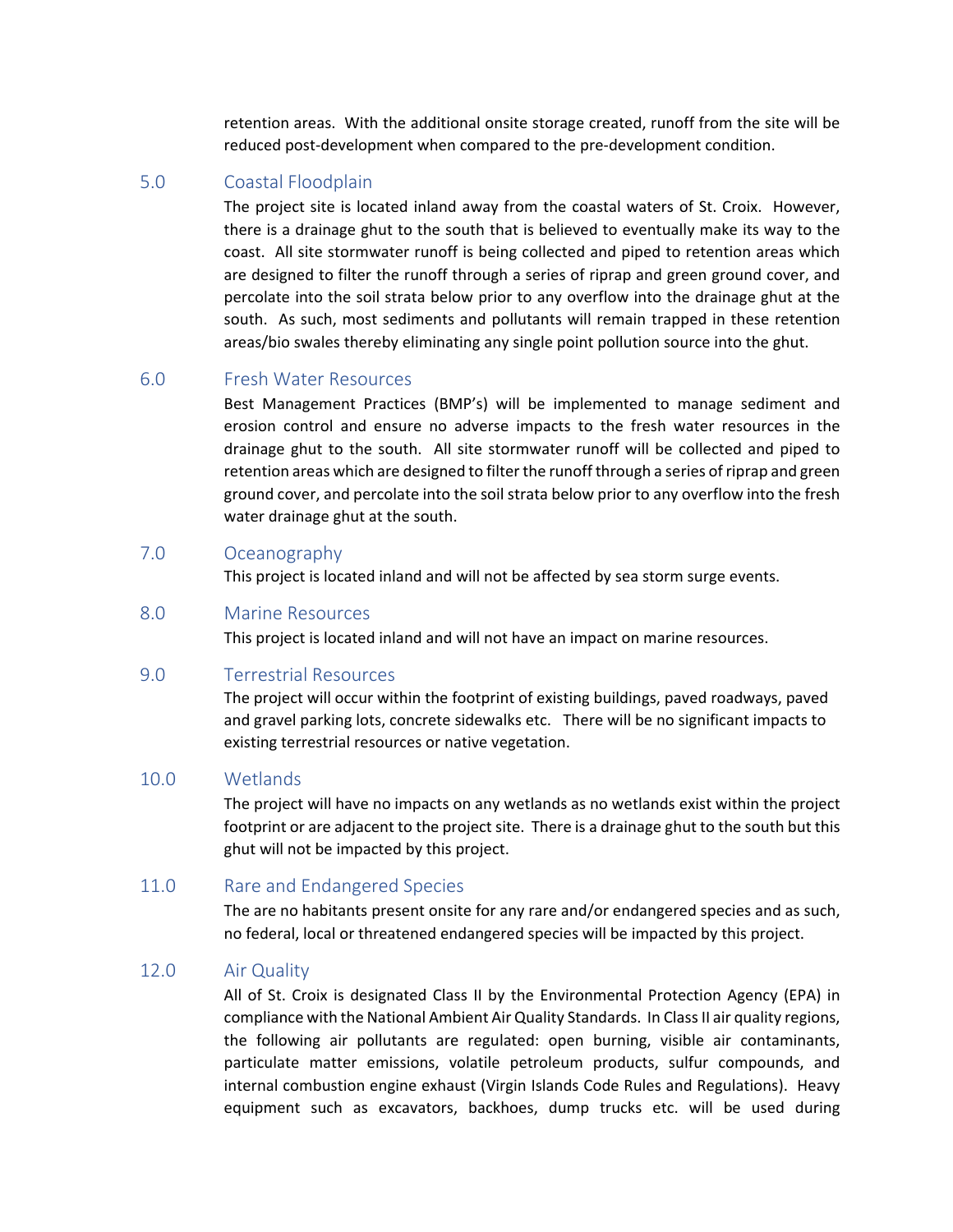retention areas. With the additional onsite storage created, runoff from the site will be reduced post-development when when compared to the pre-development condition.

## 5.0 Coastal Floodplain

The project site is located inland away from the coastal waters of St. Croix. However, there is a drainage ghut to the south that is believed to eventually make its way to the coast. All site stormwater runoff is being collected and piped to retention areas which are designed to filter the runoff through a series of riprap and green ground cover, and percolate into the soil strata below prior to any overflow into the drainage ghut at the south. As such, most sediments and pollutants will remain trapped in these retention areas/bio swales thereby eliminating any single point pollution source into the ghut.

## 6.0 Fresh Water Resources

Best Management Practices (BMP's) will be implemented to manage sediment and erosion control and ensure no adverse impacts to the fresh water resources in the drainage ghut to the south. All site stormwater runoff will be collected and piped to retention areas which are designed to filter the runoff through a series of riprap and green ground cover, and percolate into the soil strata below prior to any overflow into the fresh water drainage ghut at the south.

## 7.0 Oceanography

This project is located inland and will not be affected by sea storm surge events.

## 8.0 Marine Resources

This project is located inland and will not have an impact on marine resources.

## 9.0 Terrestrial Resources

The project will occur within the footprint of existing buildings, paved roadways, paved and gravel parking lots, concrete sidewalks etc. There will be no significant impacts to existing terrestrial resources or native vegetation.

## 10.0 Wetlands

The project will have no impacts on any wetlands as no wetlands exist within the project footprint or are adjacent to the project site. There is a drainage ghut to the south but this ghut will not be impacted by this project.

## 11.0 Rare and Endangered Species

The are no habitants present onsite for any rare and/or endangered species and as such, no federal, local or threatened endangered species will be impacted by this project.

## 12.0 Air Quality

All of St. Croix is designated Class II by the Environmental Protection Agency (EPA) in compliance with the National Ambient Air Quality Standards. In Class II air quality regions, the following air pollutants are regulated: open burning, visible air contaminants, particulate matter emissions, volatile petroleum products, sulfur compounds, and internal combustion engine exhaust (Virgin Islands Code Rules and Regulations). Heavy equipment such as excavators, backhoes, dump trucks etc. will be used during

retention areas. With the additional onsite storage created, runoff from the site will be reduced post-development when compared to the pre-development condition.

## 5.0 Coastal Floodplain

The project site is located inland away from the coastal waters of St. Croix. However, there is a drainage ghut to the south that is believed to eventually make its way to the coast. All site stormwater runoff is being collected and piped to retention areas which are designed to filter the runoff through a series of riprap and green ground cover, and percolate into the soil strata below prior to any overflow into the drainage ghut at the south. As such, most sediments and pollutants will remain trapped in these retention areas/bio swales thereby eliminating any single point pollution source into the ghut.

## 6.0 Fresh Water Resources

Best Management Practices (BMP's) will be implemented to manage sediment and erosion control and ensure no adverse impacts to the fresh water resources in the drainage ghut to the south. All site stormwater runoff will be collected and piped to retention areas which are designed to filter the runoff through a series of riprap and green ground cover, and percolate into the soil strata below prior to any overflow into the fresh water drainage ghut at the south.

## 7.0 Oceanography

This project is located inland and will not be affected by sea storm surge events.

## 8.0 Marine Resources

This project is located inland and will not have an impact on marine resources.

## 9.0 Terrestrial Resources

The project will occur within the footprint of existing buildings, paved roadways, paved and gravel parking lots, concrete sidewalks etc. There will be no significant impacts to existing terrestrial resources or native vegetation.

## 10.0 Wetlands

The project will have no impacts on any wetlands as no wetlands exist within the project footprint or are adjacent to the project site. There is a drainage ghut to the south but this ghut will not be impacted by this project.

## 11.0 Rare and Endangered Species

The are no habitants present onsite for any rare and/or endangered species and as such, no federal, local or threatened endangered species will be impacted by this project.

## 12.0 Air Quality

All of St. Croix is designated Class II by the Environmental Protection Agency (EPA) in compliance with the National Ambient Air Quality Standards. In Class II air quality regions, the following air pollutants are regulated: open burning, visible air contaminants, particulate matter emissions, volatile petroleum products, sulfur compounds, and internal combustion engine exhaust (Virgin Islands Code Rules and Regulations). Heavy equipment such as excavators, backhoes, dump trucks etc. will be used during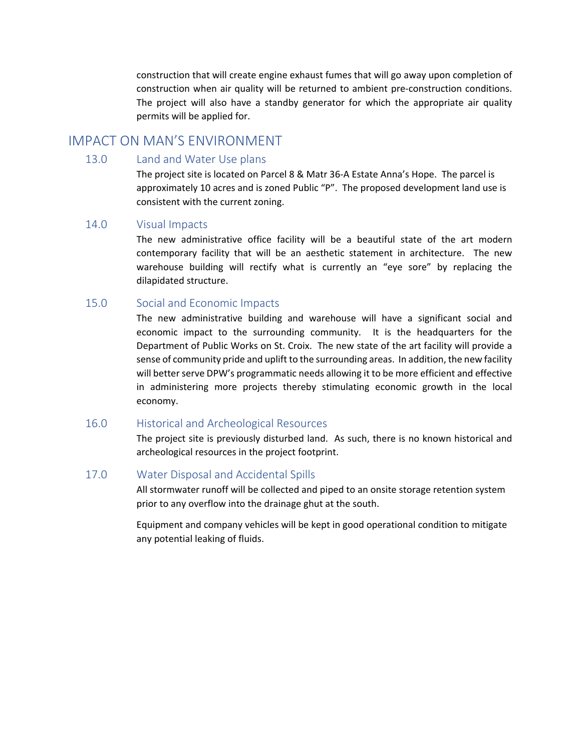construction that will create engine exhaust fumes that will go away upon completion of construction when air quality will be returned to ambient pre-construction conditions. The project will also have a standby generator for which the appropriate air quality permits will be applied for.

# IMPACT ON MAN'S ENVIRONMENT

## 13.0 Land and Water Use plans

The project site is located on Parcel 8 & Matr 36-A Estate Anna's Hope. The parcel is approximately 10 acres and is zoned Public "P". The proposed development land use is consistent with the current zoning.

## 14.0 Visual Impacts

The new administrative office facility will be a beautiful state of the art modern contemporary facility that will be an aesthetic statement in architecture. The new warehouse building will rectify what is currently an "eye sore" by replacing the dilapidated structure.

## 15.0 Social and Economic Impacts

The new administrative building and warehouse will have a significant social and economic impact to the surrounding community. It is the headquarters for the Department of Public Works on St. Croix. The new state of the art facility will provide a sense of community pride and uplift to the surrounding areas. In addition, the new facility will better serve DPW's programmatic needs allowing it to be more efficient and effective in administering more projects thereby stimulating economic growth in the local economy.

## 16.0 Historical and Archeological Resources

The project site is previously disturbed land. As such, there is no known historical and archeological resources in the project footprint.

## 17.0 Water Disposal and Accidental Spills

All stormwater runoff will be collected and piped to an onsite storage retention system prior to any overflow into the drainage ghut at the south.

Equipment and company vehicles will be kept in good operational condition to mitigate any potential leaking of fluids.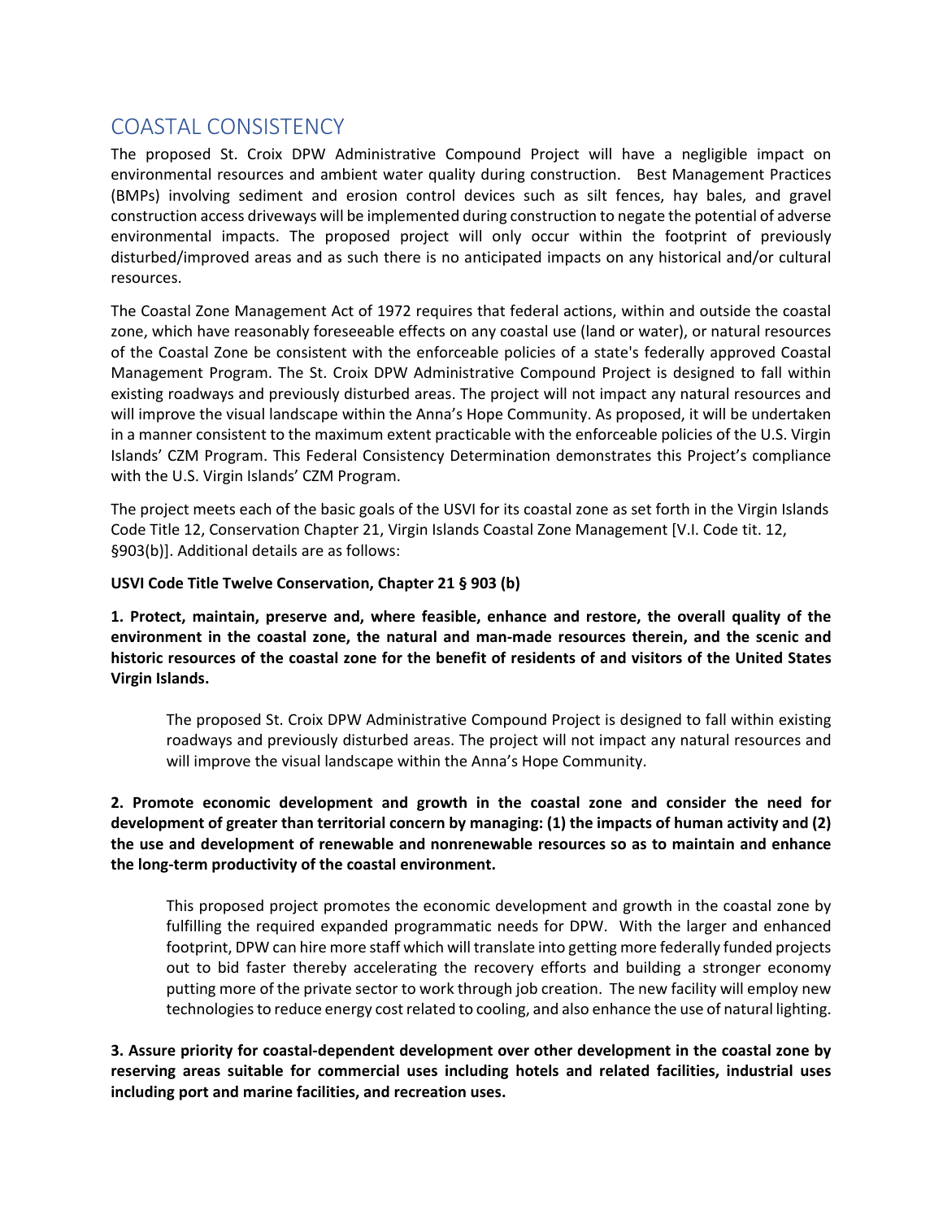## COASTAL CONSISTENCY

The proposed St. Croix DPW Administrative Compound Project will have a negligible impact on environmental resources and ambient water quality during construction. Best Management Practices (BMPs) involving sediment and erosion control devices such as silt fences, hay bales, and gravel construction access driveways will be implemented during construction to negate the potential of adverse environmental impacts. The proposed project will only occur within the footprint of previously disturbed/improved areas and as such there is no anticipated impacts on any historical and/or cultural resources.

The Coastal Zone Management Act of 1972 requires that federal actions, within and outside the coastal zone, which have reasonably foreseeable effects on any coastal use (land or water), or natural resources of the Coastal Zone be consistent with the enforceable policies of a state's federally approved Coastal Management Program. The St. Croix DPW Administrative Compound Project is designed to fall within existing roadways and previously disturbed areas. The project will not impact any natural resources and will improve the visual landscape within the Anna's Hope Community. As proposed, it will be undertaken in a manner consistent to the maximum extent practicable with the enforceable policies of the U.S. Virgin Islands' CZM Program. This Federal Consistency Determination demonstrates this Project's compliance with the U.S. Virgin Islands' CZM Program.

The project meets each of the basic goals of the USVI for its coastal zone as set forth in the Virgin Islands Code Title 12, Conservation Chapter 21, Virgin Islands Coastal Zone Management [V.I. Code tit. 12, §903(b)]. Additional details are as follows:

**USVI Code Title Twelve Conservation, Chapter 21 § 903 (b)**

**1. Protect, maintain, preserve and, where feasible, enhance and restore, the overall quality of the environment in the coastal zone, the natural and man-made resources therein, and the scenic and historic resources of the coastal zone for the benefit of residents of and visitors of the United States Virgin Islands.**

The proposed St. Croix DPW Administrative Compound Project is designed to fall within existing roadways and previously disturbed areas. The project will not impact any natural resources and will improve the visual landscape within the Anna's Hope Community.

**2. Promote economic development and growth in the coastal zone and consider the need for development of greater than territorial concern by managing: (1) the impacts of human activity and (2) the use and development of renewable and nonrenewable resources so as to maintain and enhance the long-term productivity of the coastal environment.**

This proposed project promotes the economic development and growth in the coastal zone by fulfilling the required expanded programmatic needs for DPW. With the larger and enhanced footprint, DPW can hire more staff which will translate into getting more federally funded projects out to bid faster thereby accelerating the recovery efforts and building a stronger economy putting more of the private sector to work through job creation. The new facility will employ new technologies to reduce energy cost related to cooling, and also enhance the use of natural lighting.

**3. Assure priority for coastal-dependent development over other development in the coastal zone by reserving areas suitable for commercial uses including hotels and related facilities, industrial uses including port and marine facilities, and recreation uses.**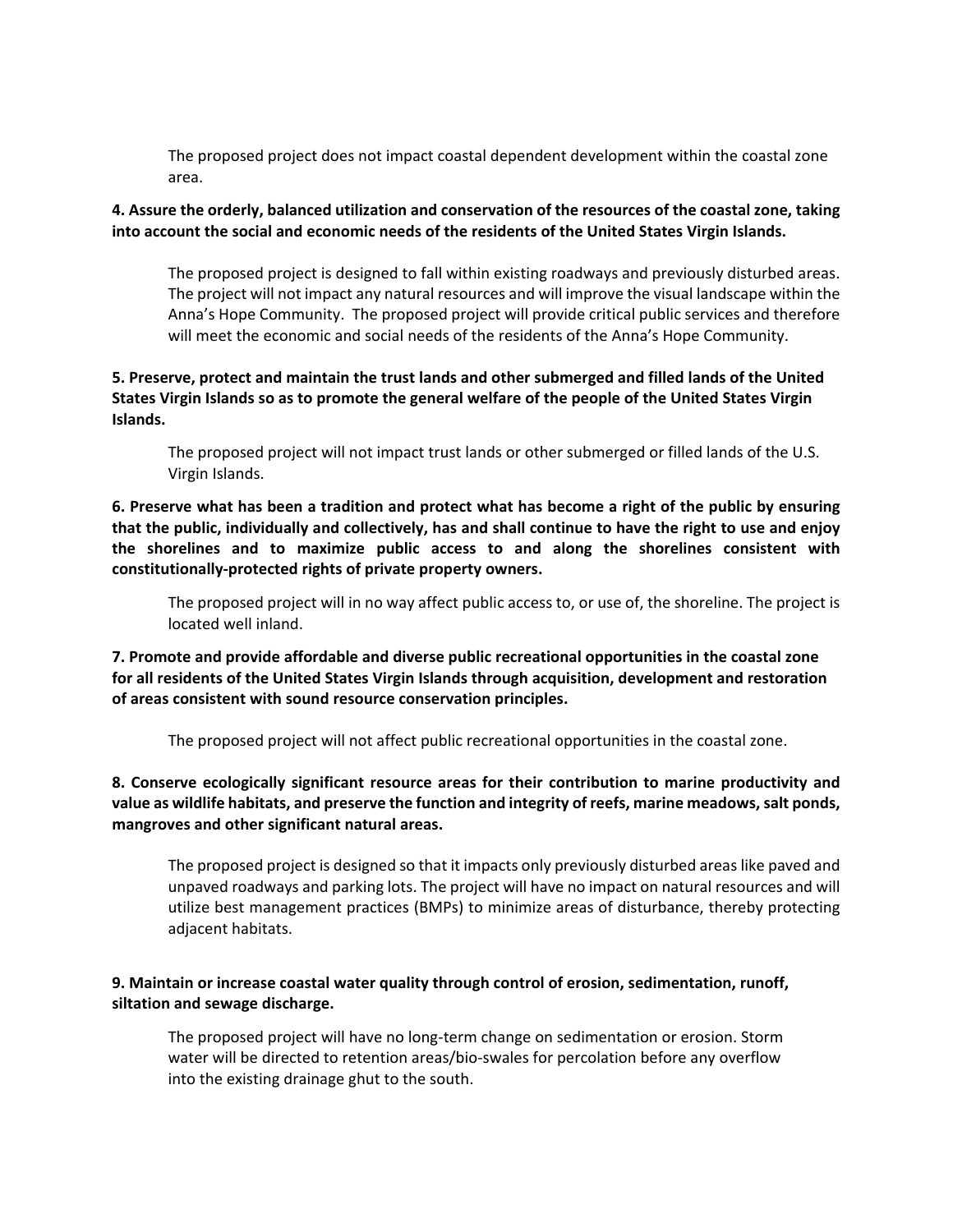The proposed project does not impact coastal dependent development within the coastal zone area.

**4. Assure the orderly, balanced utilization and conservation of the resources of the coastal zone, taking into account the social and economic needs of the residents of the United States Virgin Islands.**

The proposed project is designed to fall within existing roadways and previously disturbed areas. The project will not impact any natural resources and will improve the visual landscape within the Anna's Hope Community. The proposed project will provide critical public services and therefore will meet the economic and social needs of the residents of the Anna's Hope Community.

**5. Preserve, protect and maintain the trust lands and other submerged and filled lands of the United States Virgin Islands so as to promote the general welfare of the people of the United States Virgin Islands.**

The proposed project will not impact trust lands or other submerged or filled lands of the U.S. Virgin Islands.

**6. Preserve what has been a tradition and protect what has become a right of the public by ensuring that the public, individually and collectively, has and shall continue to have the right to use and enjoy the shorelines and to maximize public access to and along the shorelines consistent with constitutionally-protected rights of private property owners.**

The proposed project will in no way affect public access to, or use of, the shoreline. The project is located well inland.

**7. Promote and provide affordable and diverse public recreational opportunities in the coastal zone for all residents of the United States Virgin Islands through acquisition, development and restoration of areas consistent with sound resource conservation principles.**

The proposed project will not affect public recreational opportunities in the coastal zone.

**8. Conserve ecologically significant resource areas for their contribution to marine productivity and value as wildlife habitats, and preserve the function and integrity of reefs, marine meadows, salt ponds, mangroves and other significant natural areas.**

The proposed project is designed so that it impacts only previously disturbed areas like paved and unpaved roadways and parking lots. The project will have no impact on natural resources and will utilize best management practices (BMPs) to minimize areas of disturbance, thereby protecting adjacent habitats.

**9. Maintain or increase coastal water quality through control of erosion, sedimentation, runoff, siltation and sewage discharge.**

The proposed project will have no long-term change on sedimentation or erosion. Storm water will be directed to retention areas/bio-swales for percolation before any overflow into the existing drainage ghut to the south.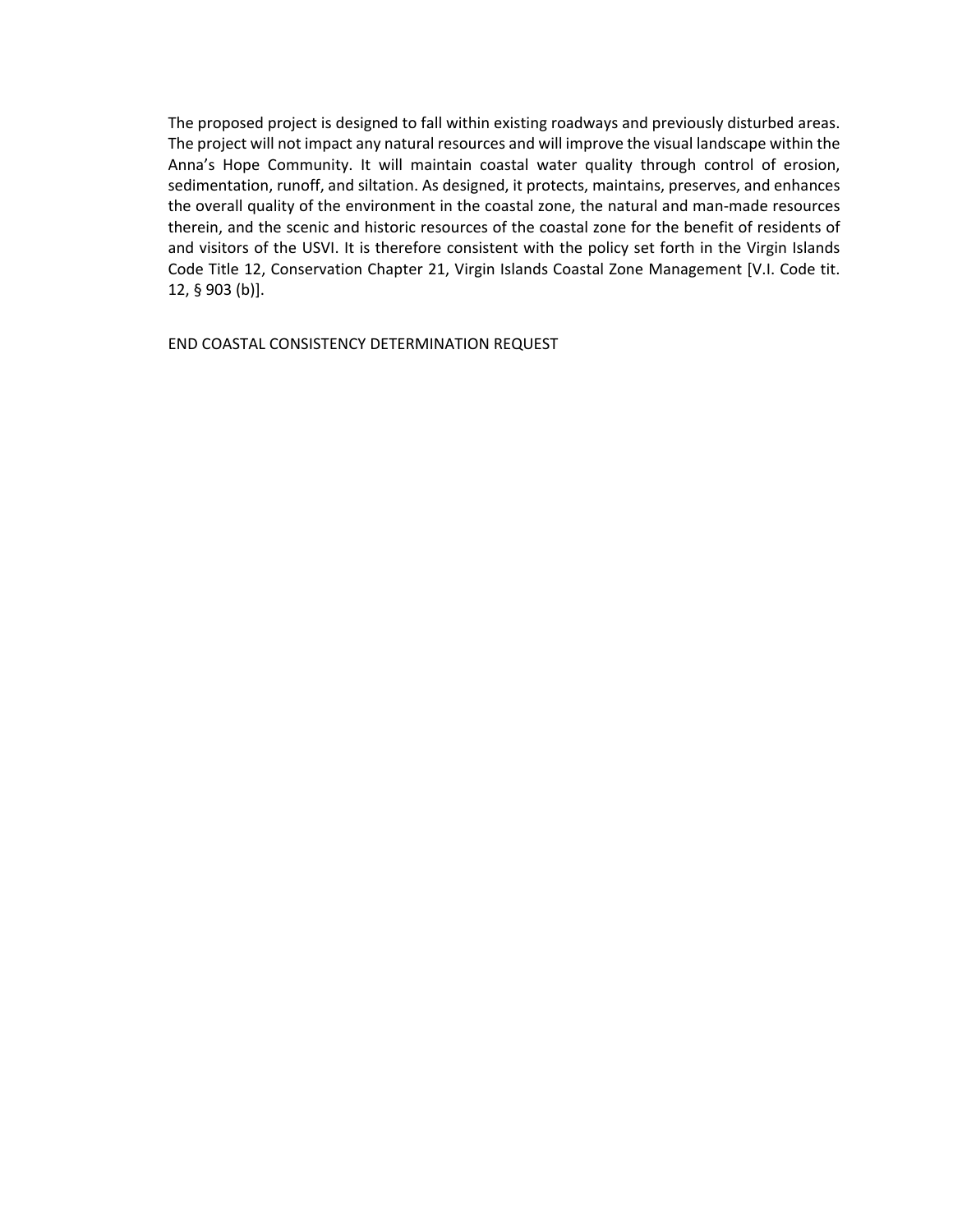The proposed project is designed to fall within existing roadways and previously disturbed areas. The project will not impact any natural resources and will improve the visual landscape within the Anna's Hope Community. It will maintain coastal water quality through control of erosion, sedimentation, runoff, and siltation. As designed, it protects, maintains, preserves, and enhances the overall quality of the environment in the coastal zone, the natural and man-made resources therein, and the scenic and historic resources of the coastal zone for the benefit of residents of and visitors of the USVI. It is therefore consistent with the policy set forth in the Virgin Islands Code Title 12, Conservation Chapter 21, Virgin Islands Coastal Zone Management [V.I. Code tit. 12, § 903 (b)].

END COASTAL CONSISTENCY DETERMINATION REQUEST